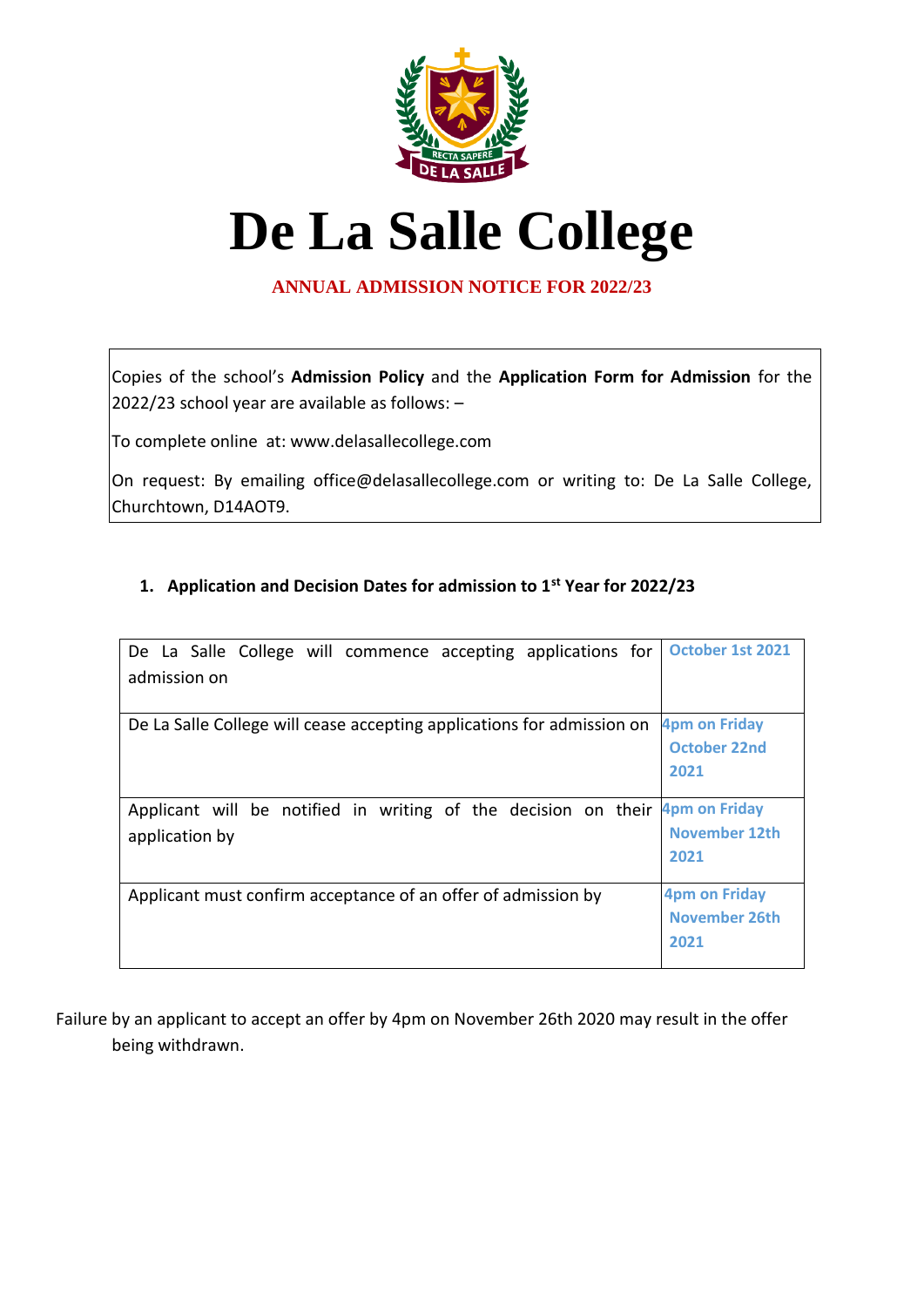# De La Salle College

**ANNUAL ADMISSION NOTICE FOR 2022/23**

Copies of the school's **Admission Policy** and the **Application Form for Admission** for the 2022/23 school year are available as follows: –

To complete online at: www.delasallecollege.com

On request: By emailing office@delasallecollege.com or writing to: De La Salle College, Churchtown, D14AOT9.

1. **Application and Decision Dates for admission to 1st Year for 2022/23**

| | |
|---|---|
| De La Salle College will commence accepting applications for admission on | **October 1st 2021** |
| De La Salle College will cease accepting applications for admission on | **4pm on Friday October 22nd 2021** |
| Applicant will be notified in writing of the decision on their application by | **4pm on Friday November 12th 2021** |
| Applicant must confirm acceptance of an offer of admission by | **4pm on Friday November 26th 2021** |

Failure by an applicant to accept an offer by 4pm on November 26th 2020 may result in the offer being withdrawn.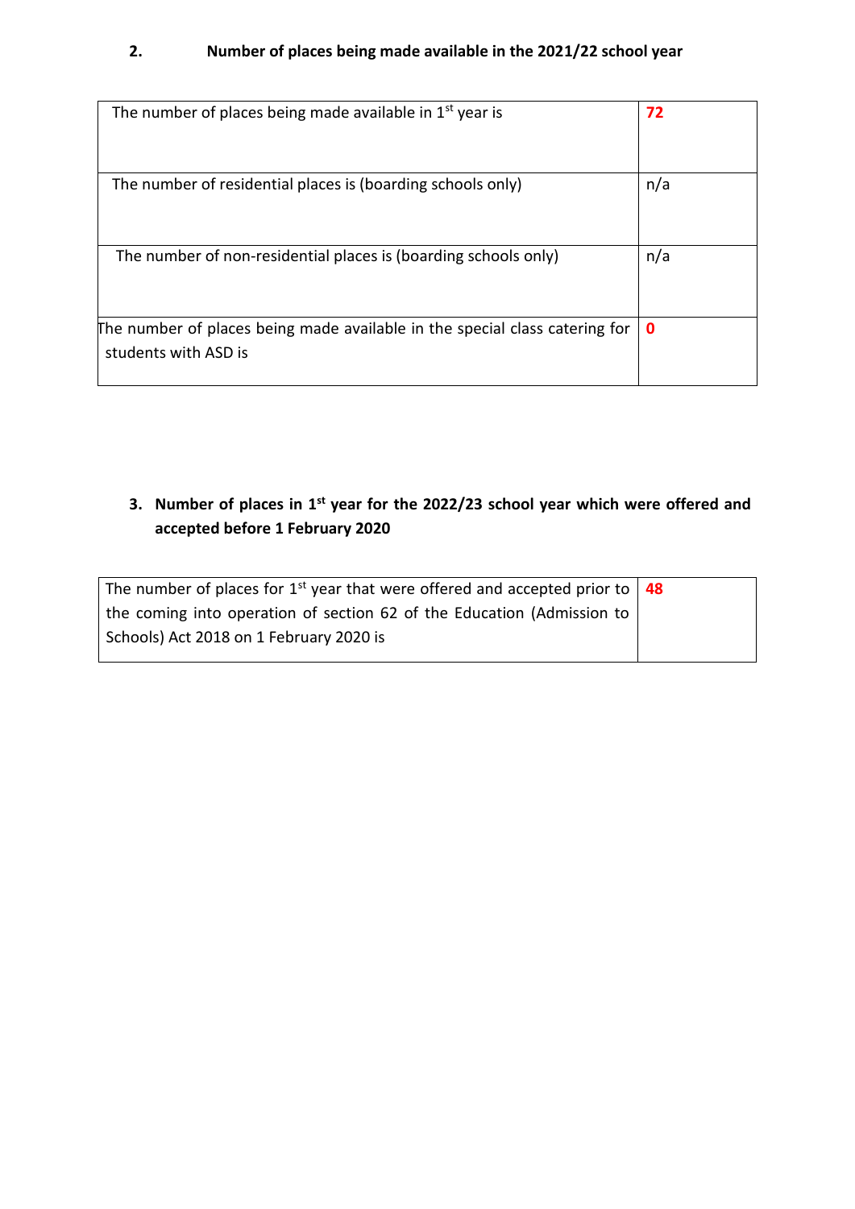## 2. Number of places being made available in the 2021/22 school year

| | |
|---|---|
| The number of places being made available in 1st year is | **72** |
| The number of residential places is (boarding schools only) | n/a |
| The number of non-residential places is (boarding schools only) | n/a |
| The number of places being made available in the special class catering for students with ASD is | **0** |

## 3. Number of places in 1st year for the 2022/23 school year which were offered and accepted before 1 February 2020

| | |
|---|---|
| The number of places for 1st year that were offered and accepted prior to the coming into operation of section 62 of the Education (Admission to Schools) Act 2018 on 1 February 2020 is | **48** |